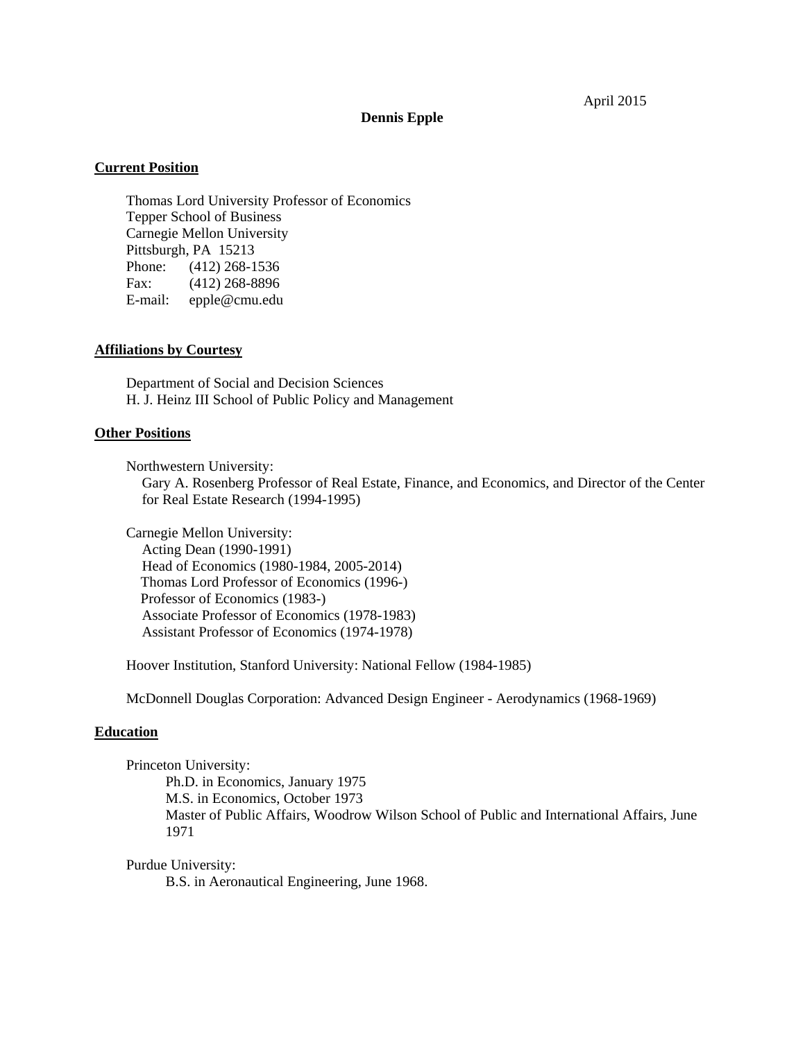April 2015

# Dennis Epple

## Current Position

Thomas Lord University Professor of Economics
Tepper School of Business
Carnegie Mellon University
Pittsburgh, PA 15213
Phone: (412) 268-1536
Fax: (412) 268-8896
E-mail: epple@cmu.edu

## Affiliations by Courtesy

Department of Social and Decision Sciences
H. J. Heinz III School of Public Policy and Management

## Other Positions

Northwestern University:
Gary A. Rosenberg Professor of Real Estate, Finance, and Economics, and Director of the Center for Real Estate Research (1994-1995)

Carnegie Mellon University:
Acting Dean (1990-1991)
Head of Economics (1980-1984, 2005-2014)
Thomas Lord Professor of Economics (1996-)
Professor of Economics (1983-)
Associate Professor of Economics (1978-1983)
Assistant Professor of Economics (1974-1978)

Hoover Institution, Stanford University: National Fellow (1984-1985)

McDonnell Douglas Corporation: Advanced Design Engineer - Aerodynamics (1968-1969)

## Education

Princeton University:
Ph.D. in Economics, January 1975
M.S. in Economics, October 1973
Master of Public Affairs, Woodrow Wilson School of Public and International Affairs, June 1971

Purdue University:
B.S. in Aeronautical Engineering, June 1968.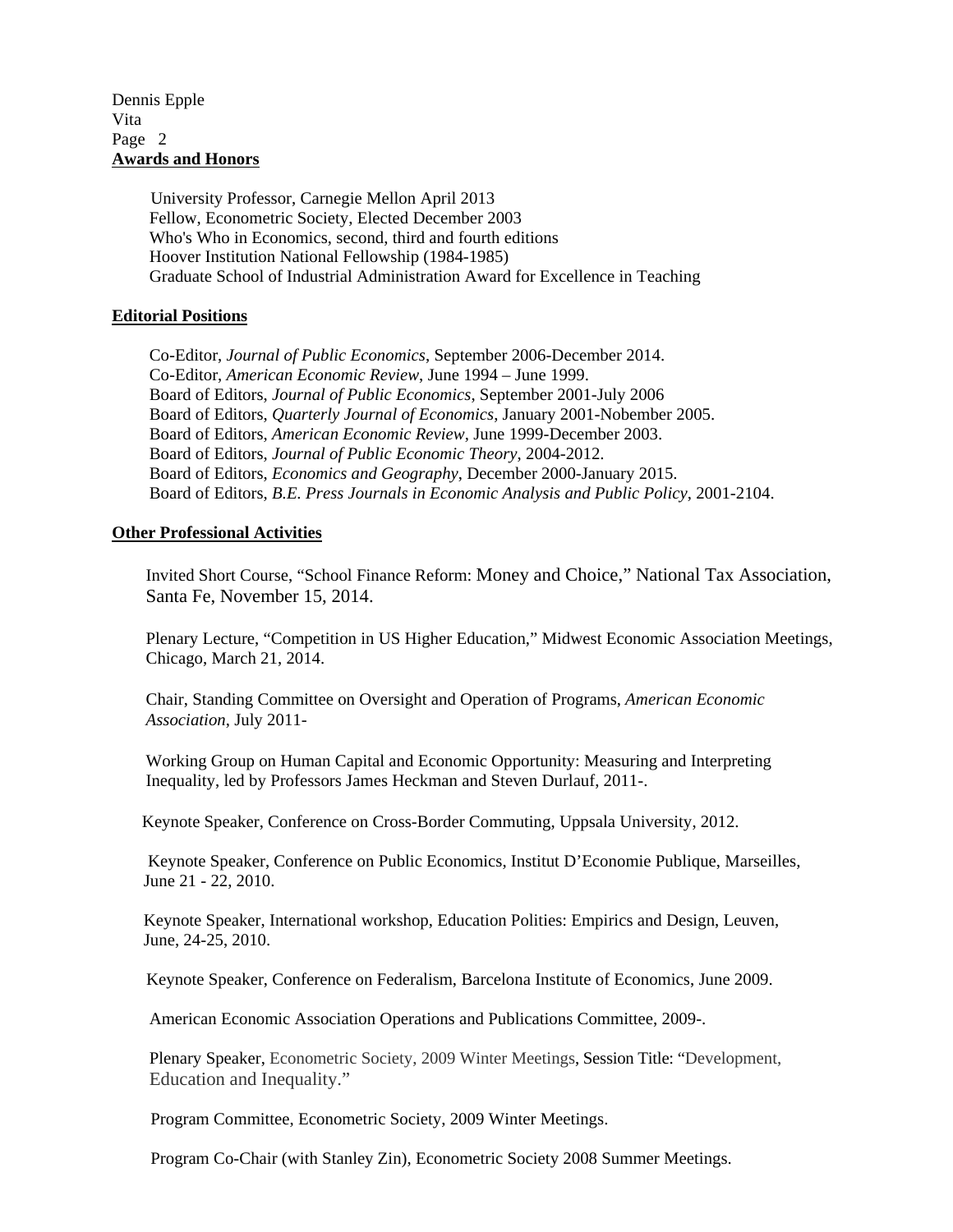## Awards and Honors

University Professor, Carnegie Mellon April 2013
Fellow, Econometric Society, Elected December 2003
Who's Who in Economics, second, third and fourth editions
Hoover Institution National Fellowship (1984-1985)
Graduate School of Industrial Administration Award for Excellence in Teaching

## Editorial Positions

Co-Editor, *Journal of Public Economics*, September 2006-December 2014.
Co-Editor, *American Economic Review*, June 1994 – June 1999.
Board of Editors, *Journal of Public Economics*, September 2001-July 2006
Board of Editors, *Quarterly Journal of Economics*, January 2001-Nobember 2005.
Board of Editors, *American Economic Review*, June 1999-December 2003.
Board of Editors, *Journal of Public Economic Theory*, 2004-2012.
Board of Editors, *Economics and Geography*, December 2000-January 2015.
Board of Editors, *B.E. Press Journals in Economic Analysis and Public Policy*, 2001-2104.

## Other Professional Activities

Invited Short Course, "School Finance Reform: Money and Choice," National Tax Association, Santa Fe, November 15, 2014.

Plenary Lecture, "Competition in US Higher Education," Midwest Economic Association Meetings, Chicago, March 21, 2014.

Chair, Standing Committee on Oversight and Operation of Programs, *American Economic Association*, July 2011-

Working Group on Human Capital and Economic Opportunity: Measuring and Interpreting Inequality, led by Professors James Heckman and Steven Durlauf, 2011-.

Keynote Speaker, Conference on Cross-Border Commuting, Uppsala University, 2012.

Keynote Speaker, Conference on Public Economics, Institut D'Economie Publique, Marseilles, June 21 - 22, 2010.

Keynote Speaker, International workshop, Education Polities: Empirics and Design, Leuven, June, 24-25, 2010.

Keynote Speaker, Conference on Federalism, Barcelona Institute of Economics, June 2009.

American Economic Association Operations and Publications Committee, 2009-.

Plenary Speaker, Econometric Society, 2009 Winter Meetings, Session Title: "Development, Education and Inequality."

Program Committee, Econometric Society, 2009 Winter Meetings.

Program Co-Chair (with Stanley Zin), Econometric Society 2008 Summer Meetings.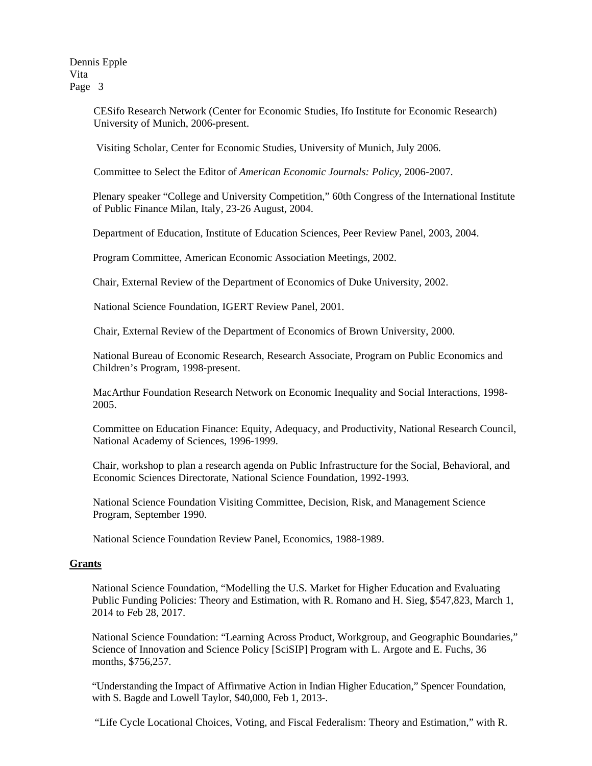CESifo Research Network (Center for Economic Studies, Ifo Institute for Economic Research) University of Munich, 2006-present.

Visiting Scholar, Center for Economic Studies, University of Munich, July 2006.

Committee to Select the Editor of *American Economic Journals: Policy*, 2006-2007.

Plenary speaker "College and University Competition," 60th Congress of the International Institute of Public Finance Milan, Italy, 23-26 August, 2004.

Department of Education, Institute of Education Sciences, Peer Review Panel, 2003, 2004.

Program Committee, American Economic Association Meetings, 2002.

Chair, External Review of the Department of Economics of Duke University, 2002.

National Science Foundation, IGERT Review Panel, 2001.

Chair, External Review of the Department of Economics of Brown University, 2000.

National Bureau of Economic Research, Research Associate, Program on Public Economics and Children's Program, 1998-present.

MacArthur Foundation Research Network on Economic Inequality and Social Interactions, 1998-2005.

Committee on Education Finance: Equity, Adequacy, and Productivity, National Research Council, National Academy of Sciences, 1996-1999.

Chair, workshop to plan a research agenda on Public Infrastructure for the Social, Behavioral, and Economic Sciences Directorate, National Science Foundation, 1992-1993.

National Science Foundation Visiting Committee, Decision, Risk, and Management Science Program, September 1990.

National Science Foundation Review Panel, Economics, 1988-1989.

## Grants

National Science Foundation, "Modelling the U.S. Market for Higher Education and Evaluating Public Funding Policies: Theory and Estimation, with R. Romano and H. Sieg, $547,823, March 1, 2014 to Feb 28, 2017.

National Science Foundation: "Learning Across Product, Workgroup, and Geographic Boundaries," Science of Innovation and Science Policy [SciSIP] Program with L. Argote and E. Fuchs, 36 months, $756,257.

"Understanding the Impact of Affirmative Action in Indian Higher Education," Spencer Foundation, with S. Bagde and Lowell Taylor, $40,000, Feb 1, 2013-.

"Life Cycle Locational Choices, Voting, and Fiscal Federalism: Theory and Estimation," with R.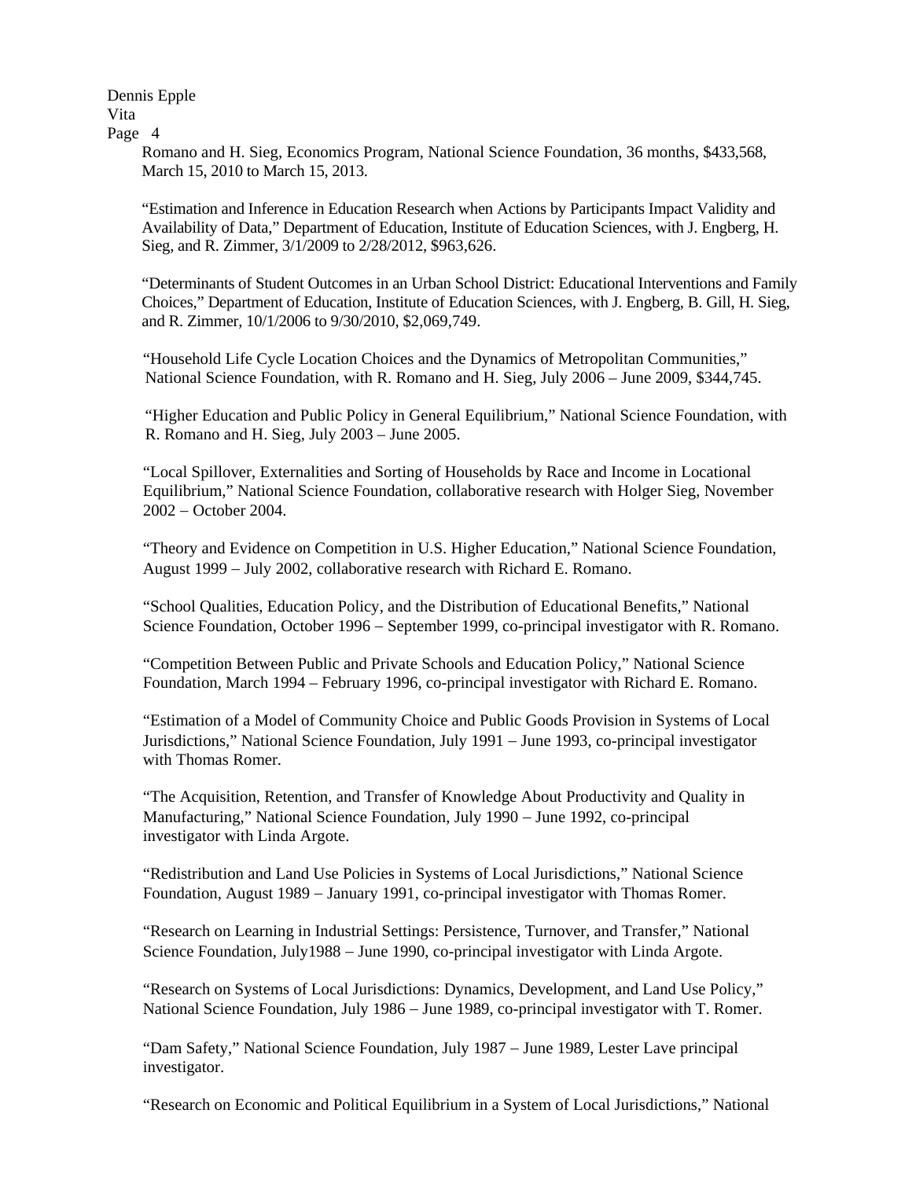Romano and H. Sieg, Economics Program, National Science Foundation, 36 months, $433,568, March 15, 2010 to March 15, 2013.

"Estimation and Inference in Education Research when Actions by Participants Impact Validity and Availability of Data," Department of Education, Institute of Education Sciences, with J. Engberg, H. Sieg, and R. Zimmer, 3/1/2009 to 2/28/2012, $963,626.

"Determinants of Student Outcomes in an Urban School District: Educational Interventions and Family Choices," Department of Education, Institute of Education Sciences, with J. Engberg, B. Gill, H. Sieg, and R. Zimmer, 10/1/2006 to 9/30/2010, $2,069,749.

"Household Life Cycle Location Choices and the Dynamics of Metropolitan Communities," National Science Foundation, with R. Romano and H. Sieg, July 2006 – June 2009, $344,745.

"Higher Education and Public Policy in General Equilibrium," National Science Foundation, with R. Romano and H. Sieg, July 2003 – June 2005.

"Local Spillover, Externalities and Sorting of Households by Race and Income in Locational Equilibrium," National Science Foundation, collaborative research with Holger Sieg, November 2002 – October 2004.

"Theory and Evidence on Competition in U.S. Higher Education," National Science Foundation, August 1999 – July 2002, collaborative research with Richard E. Romano.

"School Qualities, Education Policy, and the Distribution of Educational Benefits," National Science Foundation, October 1996 – September 1999, co-principal investigator with R. Romano.

"Competition Between Public and Private Schools and Education Policy," National Science Foundation, March 1994 – February 1996, co-principal investigator with Richard E. Romano.

"Estimation of a Model of Community Choice and Public Goods Provision in Systems of Local Jurisdictions," National Science Foundation, July 1991 – June 1993, co-principal investigator with Thomas Romer.

"The Acquisition, Retention, and Transfer of Knowledge About Productivity and Quality in Manufacturing," National Science Foundation, July 1990 – June 1992, co-principal investigator with Linda Argote.

"Redistribution and Land Use Policies in Systems of Local Jurisdictions," National Science Foundation, August 1989 – January 1991, co-principal investigator with Thomas Romer.

"Research on Learning in Industrial Settings: Persistence, Turnover, and Transfer," National Science Foundation, July1988 – June 1990, co-principal investigator with Linda Argote.

"Research on Systems of Local Jurisdictions: Dynamics, Development, and Land Use Policy," National Science Foundation, July 1986 – June 1989, co-principal investigator with T. Romer.

"Dam Safety," National Science Foundation, July 1987 – June 1989, Lester Lave principal investigator.

"Research on Economic and Political Equilibrium in a System of Local Jurisdictions," National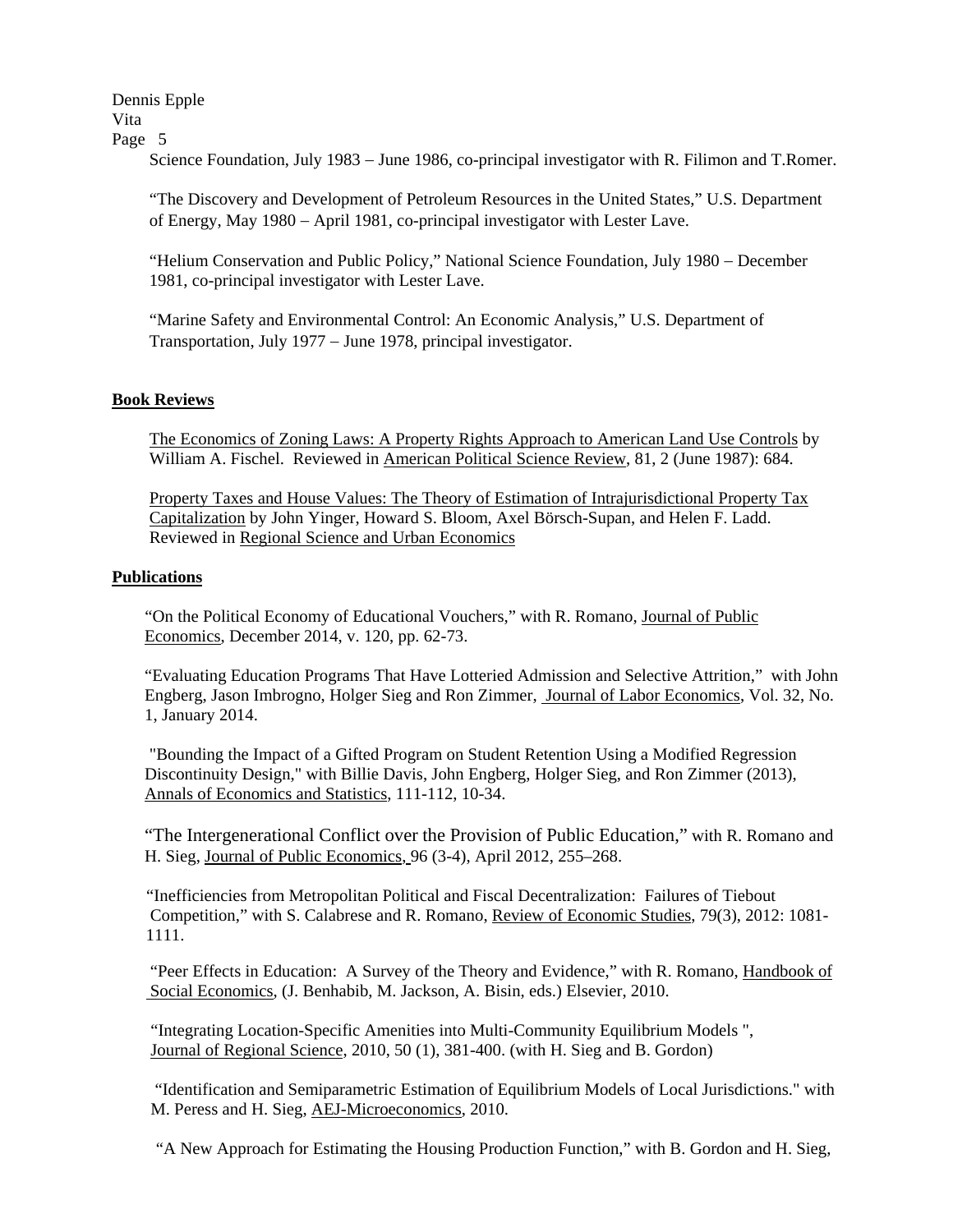Science Foundation, July 1983 – June 1986, co-principal investigator with R. Filimon and T.Romer.

"The Discovery and Development of Petroleum Resources in the United States," U.S. Department of Energy, May 1980 – April 1981, co-principal investigator with Lester Lave.

"Helium Conservation and Public Policy," National Science Foundation, July 1980 – December 1981, co-principal investigator with Lester Lave.

"Marine Safety and Environmental Control: An Economic Analysis," U.S. Department of Transportation, July 1977 – June 1978, principal investigator.

## Book Reviews

The Economics of Zoning Laws: A Property Rights Approach to American Land Use Controls by William A. Fischel. Reviewed in American Political Science Review, 81, 2 (June 1987): 684.

Property Taxes and House Values: The Theory of Estimation of Intrajurisdictional Property Tax Capitalization by John Yinger, Howard S. Bloom, Axel Börsch-Supan, and Helen F. Ladd. Reviewed in Regional Science and Urban Economics

## Publications

"On the Political Economy of Educational Vouchers," with R. Romano, Journal of Public Economics, December 2014, v. 120, pp. 62-73.

"Evaluating Education Programs That Have Lotteried Admission and Selective Attrition," with John Engberg, Jason Imbrogno, Holger Sieg and Ron Zimmer, Journal of Labor Economics, Vol. 32, No. 1, January 2014.

"Bounding the Impact of a Gifted Program on Student Retention Using a Modified Regression Discontinuity Design," with Billie Davis, John Engberg, Holger Sieg, and Ron Zimmer (2013), Annals of Economics and Statistics, 111-112, 10-34.

"The Intergenerational Conflict over the Provision of Public Education," with R. Romano and H. Sieg, Journal of Public Economics, 96 (3-4), April 2012, 255–268.

"Inefficiencies from Metropolitan Political and Fiscal Decentralization: Failures of Tiebout Competition," with S. Calabrese and R. Romano, Review of Economic Studies, 79(3), 2012: 1081-1111.

"Peer Effects in Education: A Survey of the Theory and Evidence," with R. Romano, Handbook of Social Economics, (J. Benhabib, M. Jackson, A. Bisin, eds.) Elsevier, 2010.

"Integrating Location-Specific Amenities into Multi-Community Equilibrium Models ", Journal of Regional Science, 2010, 50 (1), 381-400. (with H. Sieg and B. Gordon)

"Identification and Semiparametric Estimation of Equilibrium Models of Local Jurisdictions." with M. Peress and H. Sieg, AEJ-Microeconomics, 2010.

"A New Approach for Estimating the Housing Production Function," with B. Gordon and H. Sieg,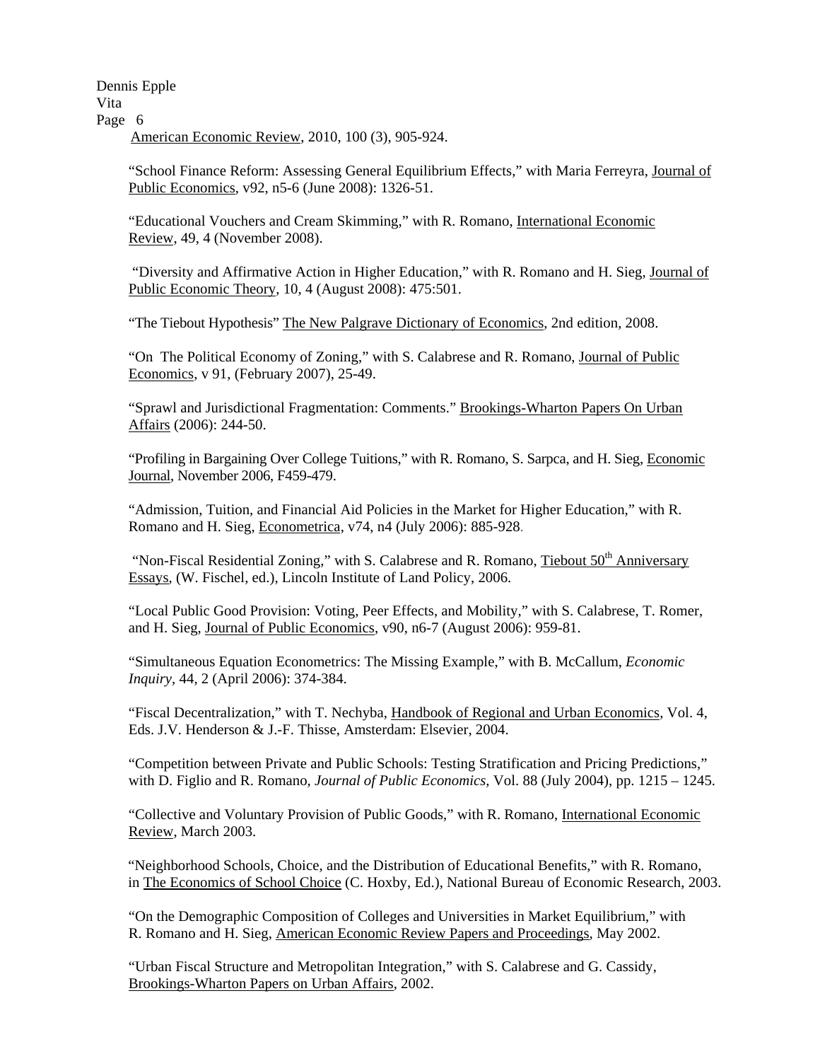American Economic Review, 2010, 100 (3), 905-924.

"School Finance Reform: Assessing General Equilibrium Effects," with Maria Ferreyra, Journal of Public Economics, v92, n5-6 (June 2008): 1326-51.

"Educational Vouchers and Cream Skimming," with R. Romano, International Economic Review, 49, 4 (November 2008).

"Diversity and Affirmative Action in Higher Education," with R. Romano and H. Sieg, Journal of Public Economic Theory, 10, 4 (August 2008): 475:501.

"The Tiebout Hypothesis" The New Palgrave Dictionary of Economics, 2nd edition, 2008.

"On The Political Economy of Zoning," with S. Calabrese and R. Romano, Journal of Public Economics, v 91, (February 2007), 25-49.

"Sprawl and Jurisdictional Fragmentation: Comments." Brookings-Wharton Papers On Urban Affairs (2006): 244-50.

"Profiling in Bargaining Over College Tuitions," with R. Romano, S. Sarpca, and H. Sieg, Economic Journal, November 2006, F459-479.

"Admission, Tuition, and Financial Aid Policies in the Market for Higher Education," with R. Romano and H. Sieg, Econometrica, v74, n4 (July 2006): 885-928.

"Non-Fiscal Residential Zoning," with S. Calabrese and R. Romano, Tiebout 50th Anniversary Essays, (W. Fischel, ed.), Lincoln Institute of Land Policy, 2006.

"Local Public Good Provision: Voting, Peer Effects, and Mobility," with S. Calabrese, T. Romer, and H. Sieg, Journal of Public Economics, v90, n6-7 (August 2006): 959-81.

"Simultaneous Equation Econometrics: The Missing Example," with B. McCallum, *Economic Inquiry*, 44, 2 (April 2006): 374-384.

"Fiscal Decentralization," with T. Nechyba, Handbook of Regional and Urban Economics, Vol. 4, Eds. J.V. Henderson & J.-F. Thisse, Amsterdam: Elsevier, 2004.

"Competition between Private and Public Schools: Testing Stratification and Pricing Predictions," with D. Figlio and R. Romano, *Journal of Public Economics*, Vol. 88 (July 2004), pp. 1215 – 1245.

"Collective and Voluntary Provision of Public Goods," with R. Romano, International Economic Review, March 2003.

"Neighborhood Schools, Choice, and the Distribution of Educational Benefits," with R. Romano, in The Economics of School Choice (C. Hoxby, Ed.), National Bureau of Economic Research, 2003.

"On the Demographic Composition of Colleges and Universities in Market Equilibrium," with R. Romano and H. Sieg, American Economic Review Papers and Proceedings, May 2002.

"Urban Fiscal Structure and Metropolitan Integration," with S. Calabrese and G. Cassidy, Brookings-Wharton Papers on Urban Affairs, 2002.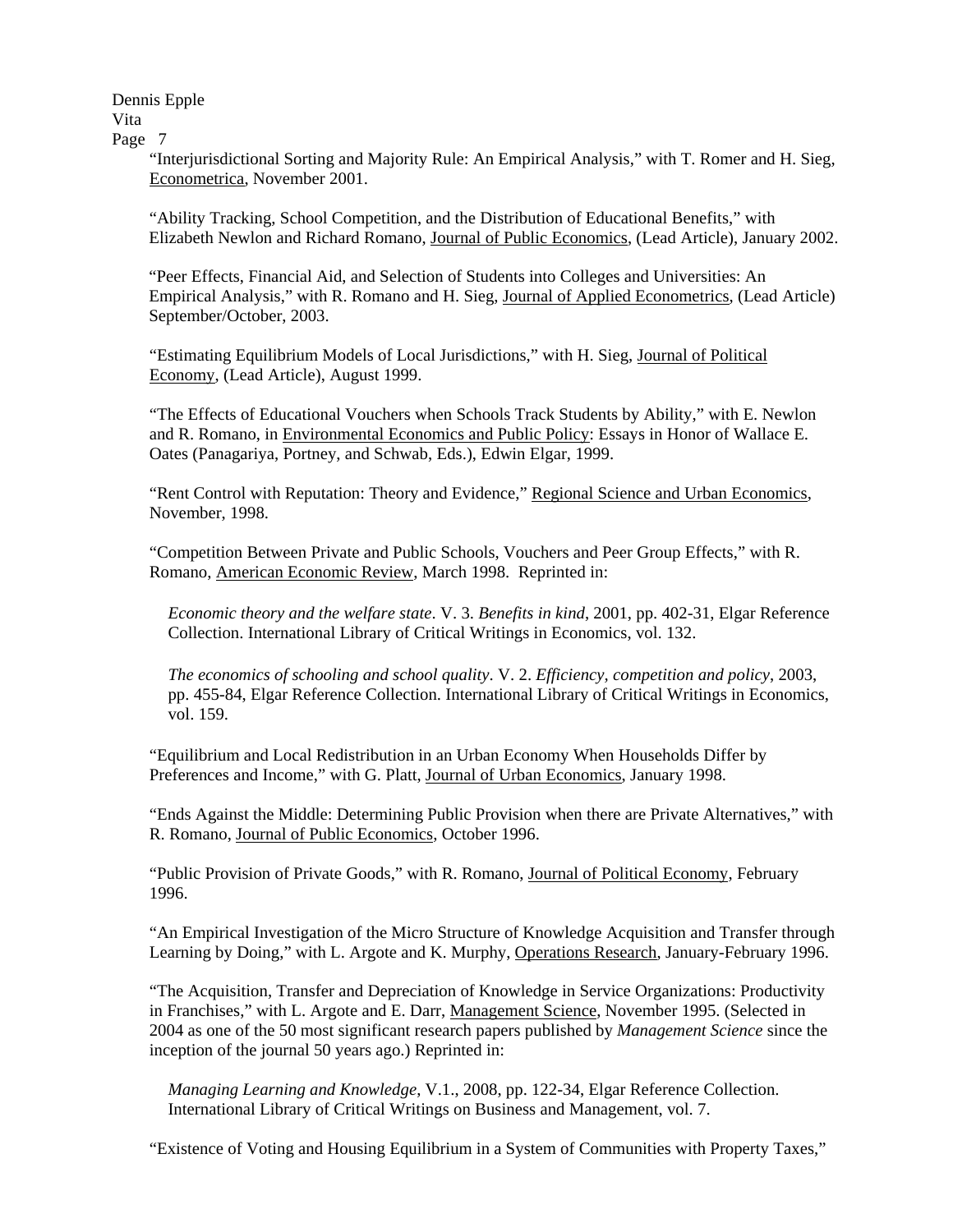"Interjurisdictional Sorting and Majority Rule: An Empirical Analysis," with T. Romer and H. Sieg, Econometrica, November 2001.

"Ability Tracking, School Competition, and the Distribution of Educational Benefits," with Elizabeth Newlon and Richard Romano, Journal of Public Economics, (Lead Article), January 2002.

"Peer Effects, Financial Aid, and Selection of Students into Colleges and Universities: An Empirical Analysis," with R. Romano and H. Sieg, Journal of Applied Econometrics, (Lead Article) September/October, 2003.

"Estimating Equilibrium Models of Local Jurisdictions," with H. Sieg, Journal of Political Economy, (Lead Article), August 1999.

"The Effects of Educational Vouchers when Schools Track Students by Ability," with E. Newlon and R. Romano, in Environmental Economics and Public Policy: Essays in Honor of Wallace E. Oates (Panagariya, Portney, and Schwab, Eds.), Edwin Elgar, 1999.

"Rent Control with Reputation: Theory and Evidence," Regional Science and Urban Economics, November, 1998.

"Competition Between Private and Public Schools, Vouchers and Peer Group Effects," with R. Romano, American Economic Review, March 1998. Reprinted in:

*Economic theory and the welfare state*. V. 3. *Benefits in kind*, 2001, pp. 402-31, Elgar Reference Collection. International Library of Critical Writings in Economics, vol. 132.

*The economics of schooling and school quality*. V. 2. *Efficiency, competition and policy*, 2003, pp. 455-84, Elgar Reference Collection. International Library of Critical Writings in Economics, vol. 159.

"Equilibrium and Local Redistribution in an Urban Economy When Households Differ by Preferences and Income," with G. Platt, Journal of Urban Economics, January 1998.

"Ends Against the Middle: Determining Public Provision when there are Private Alternatives," with R. Romano, Journal of Public Economics, October 1996.

"Public Provision of Private Goods," with R. Romano, Journal of Political Economy, February 1996.

"An Empirical Investigation of the Micro Structure of Knowledge Acquisition and Transfer through Learning by Doing," with L. Argote and K. Murphy, Operations Research, January-February 1996.

"The Acquisition, Transfer and Depreciation of Knowledge in Service Organizations: Productivity in Franchises," with L. Argote and E. Darr, Management Science, November 1995. (Selected in 2004 as one of the 50 most significant research papers published by *Management Science* since the inception of the journal 50 years ago.) Reprinted in:

*Managing Learning and Knowledge*, V.1., 2008, pp. 122-34, Elgar Reference Collection. International Library of Critical Writings on Business and Management, vol. 7.

"Existence of Voting and Housing Equilibrium in a System of Communities with Property Taxes,"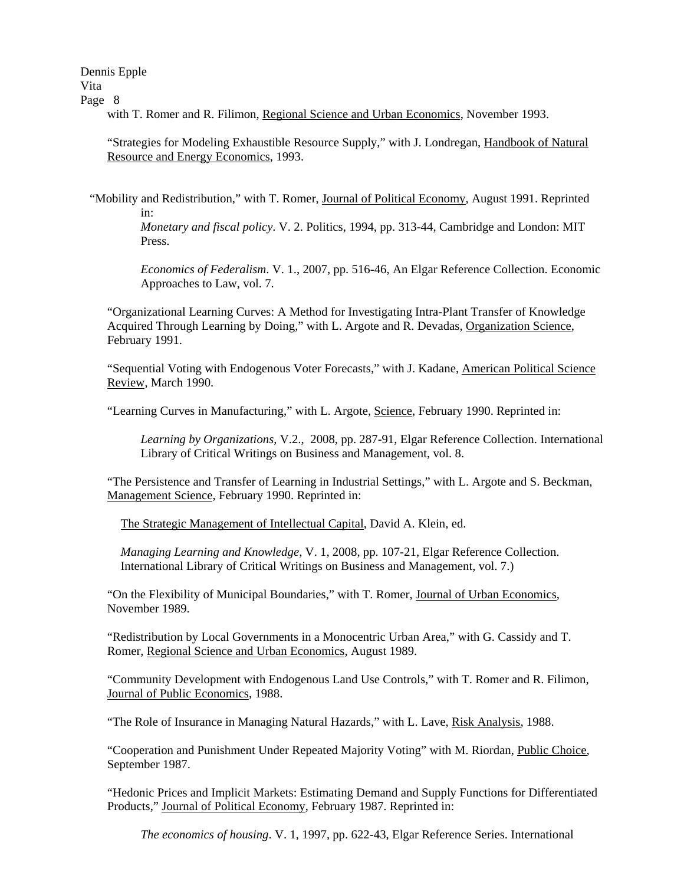with T. Romer and R. Filimon, Regional Science and Urban Economics, November 1993.

"Strategies for Modeling Exhaustible Resource Supply," with J. Londregan, Handbook of Natural Resource and Energy Economics, 1993.

"Mobility and Redistribution," with T. Romer, Journal of Political Economy, August 1991. Reprinted in:

*Monetary and fiscal policy*. V. 2. Politics, 1994, pp. 313-44, Cambridge and London: MIT Press.

*Economics of Federalism*. V. 1., 2007, pp. 516-46, An Elgar Reference Collection. Economic Approaches to Law, vol. 7.

"Organizational Learning Curves: A Method for Investigating Intra-Plant Transfer of Knowledge Acquired Through Learning by Doing," with L. Argote and R. Devadas, Organization Science, February 1991.

"Sequential Voting with Endogenous Voter Forecasts," with J. Kadane, American Political Science Review, March 1990.

"Learning Curves in Manufacturing," with L. Argote, Science, February 1990. Reprinted in:

*Learning by Organizations*, V.2., 2008, pp. 287-91, Elgar Reference Collection. International Library of Critical Writings on Business and Management, vol. 8.

"The Persistence and Transfer of Learning in Industrial Settings," with L. Argote and S. Beckman, Management Science, February 1990. Reprinted in:

The Strategic Management of Intellectual Capital, David A. Klein, ed.

*Managing Learning and Knowledge*, V. 1, 2008, pp. 107-21, Elgar Reference Collection. International Library of Critical Writings on Business and Management, vol. 7.)

"On the Flexibility of Municipal Boundaries," with T. Romer, Journal of Urban Economics, November 1989.

"Redistribution by Local Governments in a Monocentric Urban Area," with G. Cassidy and T. Romer, Regional Science and Urban Economics, August 1989.

"Community Development with Endogenous Land Use Controls," with T. Romer and R. Filimon, Journal of Public Economics, 1988.

"The Role of Insurance in Managing Natural Hazards," with L. Lave, Risk Analysis, 1988.

"Cooperation and Punishment Under Repeated Majority Voting" with M. Riordan, Public Choice, September 1987.

"Hedonic Prices and Implicit Markets: Estimating Demand and Supply Functions for Differentiated Products," Journal of Political Economy, February 1987. Reprinted in:

*The economics of housing*. V. 1, 1997, pp. 622-43, Elgar Reference Series. International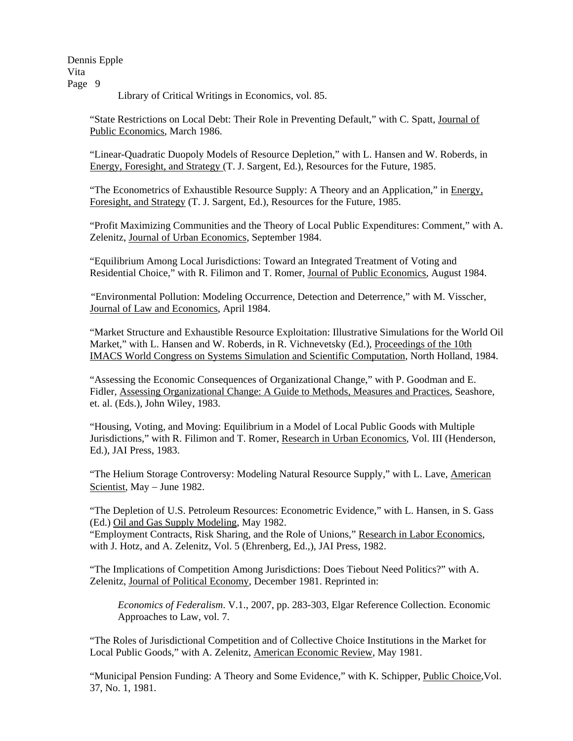Library of Critical Writings in Economics, vol. 85.

"State Restrictions on Local Debt: Their Role in Preventing Default," with C. Spatt, Journal of Public Economics, March 1986.

"Linear-Quadratic Duopoly Models of Resource Depletion," with L. Hansen and W. Roberds, in Energy, Foresight, and Strategy (T. J. Sargent, Ed.), Resources for the Future, 1985.

"The Econometrics of Exhaustible Resource Supply: A Theory and an Application," in Energy, Foresight, and Strategy (T. J. Sargent, Ed.), Resources for the Future, 1985.

"Profit Maximizing Communities and the Theory of Local Public Expenditures: Comment," with A. Zelenitz, Journal of Urban Economics, September 1984.

"Equilibrium Among Local Jurisdictions: Toward an Integrated Treatment of Voting and Residential Choice," with R. Filimon and T. Romer, Journal of Public Economics, August 1984.

"Environmental Pollution: Modeling Occurrence, Detection and Deterrence," with M. Visscher, Journal of Law and Economics, April 1984.

"Market Structure and Exhaustible Resource Exploitation: Illustrative Simulations for the World Oil Market," with L. Hansen and W. Roberds, in R. Vichnevetsky (Ed.), Proceedings of the 10th IMACS World Congress on Systems Simulation and Scientific Computation, North Holland, 1984.

"Assessing the Economic Consequences of Organizational Change," with P. Goodman and E. Fidler, Assessing Organizational Change: A Guide to Methods, Measures and Practices, Seashore, et. al. (Eds.), John Wiley, 1983.

"Housing, Voting, and Moving: Equilibrium in a Model of Local Public Goods with Multiple Jurisdictions," with R. Filimon and T. Romer, Research in Urban Economics, Vol. III (Henderson, Ed.), JAI Press, 1983.

"The Helium Storage Controversy: Modeling Natural Resource Supply," with L. Lave, American Scientist, May – June 1982.

"The Depletion of U.S. Petroleum Resources: Econometric Evidence," with L. Hansen, in S. Gass (Ed.) Oil and Gas Supply Modeling, May 1982.

"Employment Contracts, Risk Sharing, and the Role of Unions," Research in Labor Economics, with J. Hotz, and A. Zelenitz, Vol. 5 (Ehrenberg, Ed.,), JAI Press, 1982.

"The Implications of Competition Among Jurisdictions: Does Tiebout Need Politics?" with A. Zelenitz, Journal of Political Economy, December 1981. Reprinted in:

> *Economics of Federalism*. V.1., 2007, pp. 283-303, Elgar Reference Collection. Economic Approaches to Law, vol. 7.

"The Roles of Jurisdictional Competition and of Collective Choice Institutions in the Market for Local Public Goods," with A. Zelenitz, American Economic Review, May 1981.

"Municipal Pension Funding: A Theory and Some Evidence," with K. Schipper, Public Choice,Vol. 37, No. 1, 1981.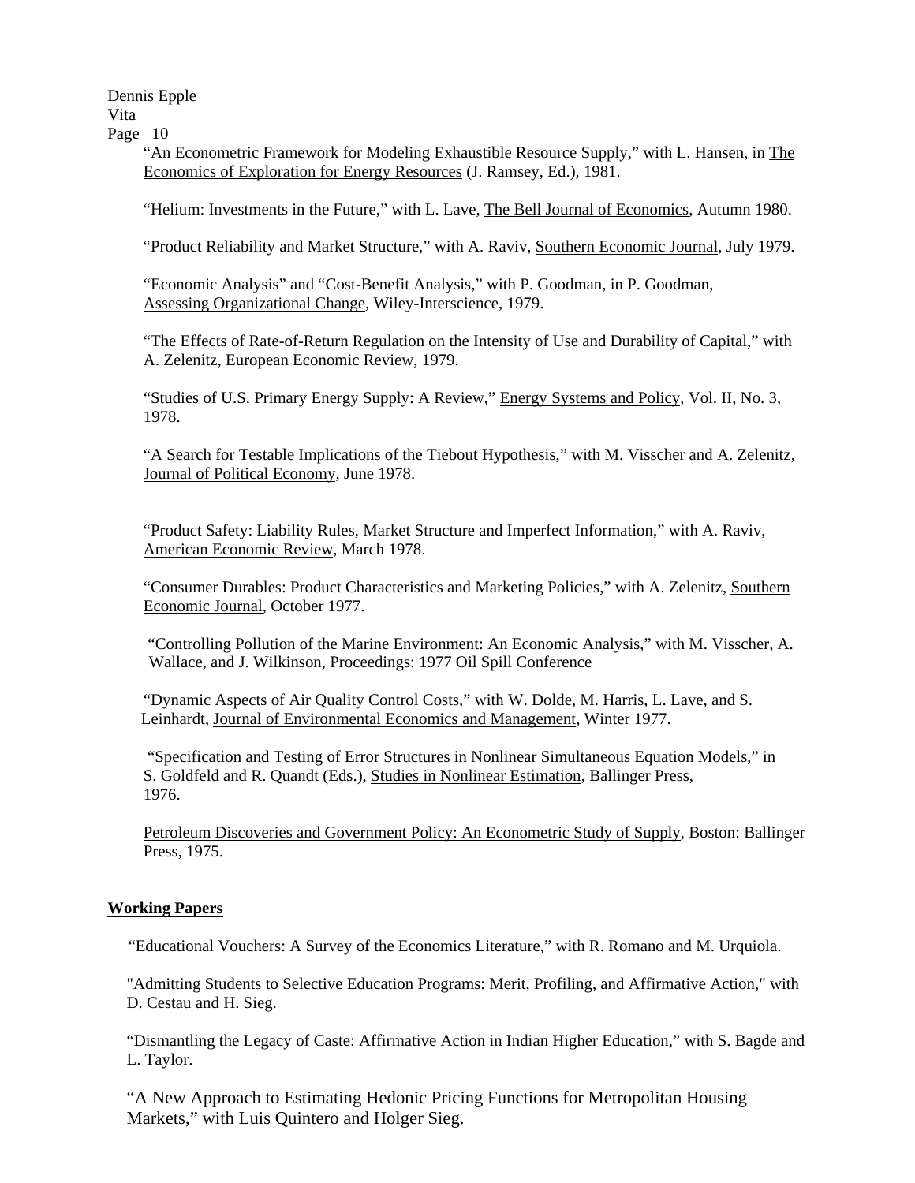"An Econometric Framework for Modeling Exhaustible Resource Supply," with L. Hansen, in The Economics of Exploration for Energy Resources (J. Ramsey, Ed.), 1981.

"Helium: Investments in the Future," with L. Lave, The Bell Journal of Economics, Autumn 1980.

"Product Reliability and Market Structure," with A. Raviv, Southern Economic Journal, July 1979.

"Economic Analysis" and "Cost-Benefit Analysis," with P. Goodman, in P. Goodman, Assessing Organizational Change, Wiley-Interscience, 1979.

"The Effects of Rate-of-Return Regulation on the Intensity of Use and Durability of Capital," with A. Zelenitz, European Economic Review, 1979.

"Studies of U.S. Primary Energy Supply: A Review," Energy Systems and Policy, Vol. II, No. 3, 1978.

"A Search for Testable Implications of the Tiebout Hypothesis," with M. Visscher and A. Zelenitz, Journal of Political Economy, June 1978.

"Product Safety: Liability Rules, Market Structure and Imperfect Information," with A. Raviv, American Economic Review, March 1978.

"Consumer Durables: Product Characteristics and Marketing Policies," with A. Zelenitz, Southern Economic Journal, October 1977.

"Controlling Pollution of the Marine Environment: An Economic Analysis," with M. Visscher, A. Wallace, and J. Wilkinson, Proceedings: 1977 Oil Spill Conference

"Dynamic Aspects of Air Quality Control Costs," with W. Dolde, M. Harris, L. Lave, and S. Leinhardt, Journal of Environmental Economics and Management, Winter 1977.

"Specification and Testing of Error Structures in Nonlinear Simultaneous Equation Models," in S. Goldfeld and R. Quandt (Eds.), Studies in Nonlinear Estimation, Ballinger Press, 1976.

Petroleum Discoveries and Government Policy: An Econometric Study of Supply, Boston: Ballinger Press, 1975.

## Working Papers

"Educational Vouchers: A Survey of the Economics Literature," with R. Romano and M. Urquiola.

"Admitting Students to Selective Education Programs: Merit, Profiling, and Affirmative Action," with D. Cestau and H. Sieg.

"Dismantling the Legacy of Caste: Affirmative Action in Indian Higher Education," with S. Bagde and L. Taylor.

"A New Approach to Estimating Hedonic Pricing Functions for Metropolitan Housing Markets," with Luis Quintero and Holger Sieg.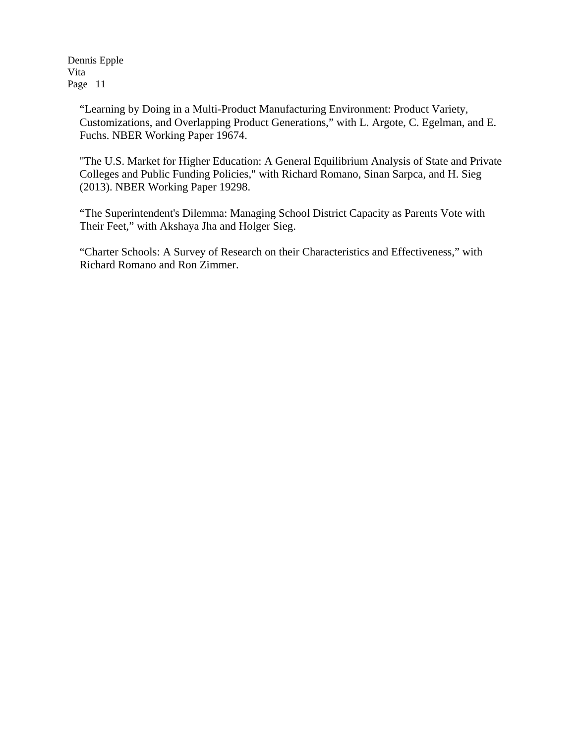“Learning by Doing in a Multi-Product Manufacturing Environment: Product Variety, Customizations, and Overlapping Product Generations,” with L. Argote, C. Egelman, and E. Fuchs. NBER Working Paper 19674.

"The U.S. Market for Higher Education: A General Equilibrium Analysis of State and Private Colleges and Public Funding Policies," with Richard Romano, Sinan Sarpca, and H. Sieg (2013). NBER Working Paper 19298.

“The Superintendent's Dilemma: Managing School District Capacity as Parents Vote with Their Feet,” with Akshaya Jha and Holger Sieg.

“Charter Schools: A Survey of Research on their Characteristics and Effectiveness,” with Richard Romano and Ron Zimmer.